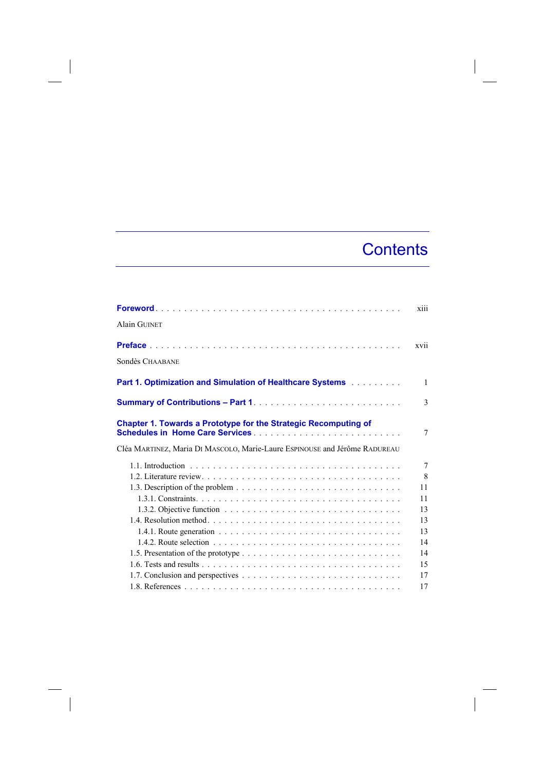# Contents

**Foreword** . . . . . . . . . . . . . . . . . . . . . . . . . . . . . . . . . . . . . . . . . . . xiii

Alain GUINET

**Preface** . . . . . . . . . . . . . . . . . . . . . . . . . . . . . . . . . . . . . . . . . . . . xvii

Sondès CHAABANE

**Part 1. Optimization and Simulation of Healthcare Systems** . . . . . . . . . 1

**Summary of Contributions – Part 1** . . . . . . . . . . . . . . . . . . . . . . . . . 3

**Chapter 1. Towards a Prototype for the Strategic Recomputing of Schedules in Home Care Services** . . . . . . . . . . . . . . . . . . . . . . . . . 7

Cléa MARTINEZ, Maria DI MASCOLO, Marie-Laure ESPINOUSE and Jérôme RADUREAU

- 1.1. Introduction . . . . . . . . . . . . . . . . . . . . . . . . . . . . . . . . . . . . 7
- 1.2. Literature review . . . . . . . . . . . . . . . . . . . . . . . . . . . . . . . . . 8
- 1.3. Description of the problem . . . . . . . . . . . . . . . . . . . . . . . . . . . 11
  - 1.3.1. Constraints . . . . . . . . . . . . . . . . . . . . . . . . . . . . . . . . . 11
  - 1.3.2. Objective function . . . . . . . . . . . . . . . . . . . . . . . . . . . . . 13
- 1.4. Resolution method . . . . . . . . . . . . . . . . . . . . . . . . . . . . . . . . 13
  - 1.4.1. Route generation . . . . . . . . . . . . . . . . . . . . . . . . . . . . . . 13
  - 1.4.2. Route selection . . . . . . . . . . . . . . . . . . . . . . . . . . . . . . . 14
- 1.5. Presentation of the prototype . . . . . . . . . . . . . . . . . . . . . . . . . 14
- 1.6. Tests and results . . . . . . . . . . . . . . . . . . . . . . . . . . . . . . . . . 15
- 1.7. Conclusion and perspectives . . . . . . . . . . . . . . . . . . . . . . . . . . 17
- 1.8. References . . . . . . . . . . . . . . . . . . . . . . . . . . . . . . . . . . . . . 17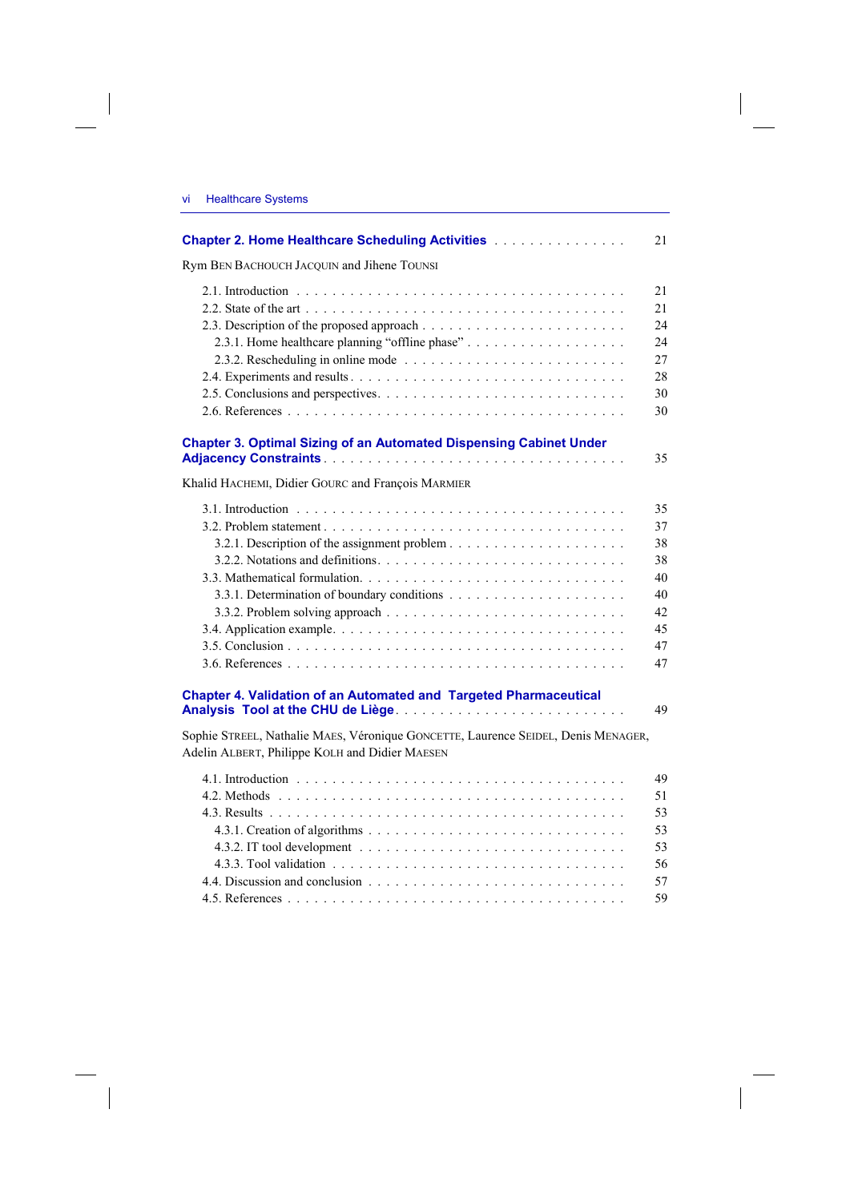**Chapter 2. Home Healthcare Scheduling Activities** . . . . . . . . . . . . . . . 21

Rym BEN BACHOUCH JACQUIN and Jihene TOUNSI

2.1. Introduction . . . . . . . . . . . . . . . . . . . . . . . . . . . . . . . . . . 21
2.2. State of the art . . . . . . . . . . . . . . . . . . . . . . . . . . . . . . . . . 21
2.3. Description of the proposed approach . . . . . . . . . . . . . . . . . . . . . 24
  2.3.1. Home healthcare planning “offline phase” . . . . . . . . . . . . . . . . . 24
  2.3.2. Rescheduling in online mode . . . . . . . . . . . . . . . . . . . . . . . 27
2.4. Experiments and results . . . . . . . . . . . . . . . . . . . . . . . . . . . 28
2.5. Conclusions and perspectives . . . . . . . . . . . . . . . . . . . . . . . . . 30
2.6. References . . . . . . . . . . . . . . . . . . . . . . . . . . . . . . . . . . 30

**Chapter 3. Optimal Sizing of an Automated Dispensing Cabinet Under Adjacency Constraints** . . . . . . . . . . . . . . . . . . . . . . . . . . . . . . 35

Khalid HACHEMI, Didier GOURC and François MARMIER

3.1. Introduction . . . . . . . . . . . . . . . . . . . . . . . . . . . . . . . . . . 35
3.2. Problem statement . . . . . . . . . . . . . . . . . . . . . . . . . . . . . . . 37
  3.2.1. Description of the assignment problem . . . . . . . . . . . . . . . . . . 38
  3.2.2. Notations and definitions . . . . . . . . . . . . . . . . . . . . . . . . . 38
3.3. Mathematical formulation . . . . . . . . . . . . . . . . . . . . . . . . . . . 40
  3.3.1. Determination of boundary conditions . . . . . . . . . . . . . . . . . . 40
  3.3.2. Problem solving approach . . . . . . . . . . . . . . . . . . . . . . . . 42
3.4. Application example . . . . . . . . . . . . . . . . . . . . . . . . . . . . . 45
3.5. Conclusion . . . . . . . . . . . . . . . . . . . . . . . . . . . . . . . . . . 47
3.6. References . . . . . . . . . . . . . . . . . . . . . . . . . . . . . . . . . . 47

**Chapter 4. Validation of an Automated and Targeted Pharmaceutical Analysis Tool at the CHU de Liège** . . . . . . . . . . . . . . . . . . . . . . . . . 49

Sophie STREEL, Nathalie MAES, Véronique GONCETTE, Laurence SEIDEL, Denis MENAGER, Adelin ALBERT, Philippe KOLH and Didier MAESEN

4.1. Introduction . . . . . . . . . . . . . . . . . . . . . . . . . . . . . . . . . . 49
4.2. Methods . . . . . . . . . . . . . . . . . . . . . . . . . . . . . . . . . . . . 51
4.3. Results . . . . . . . . . . . . . . . . . . . . . . . . . . . . . . . . . . . . 53
  4.3.1. Creation of algorithms . . . . . . . . . . . . . . . . . . . . . . . . . . 53
  4.3.2. IT tool development . . . . . . . . . . . . . . . . . . . . . . . . . . . 53
  4.3.3. Tool validation . . . . . . . . . . . . . . . . . . . . . . . . . . . . . . 56
4.4. Discussion and conclusion . . . . . . . . . . . . . . . . . . . . . . . . . . 57
4.5. References . . . . . . . . . . . . . . . . . . . . . . . . . . . . . . . . . . 59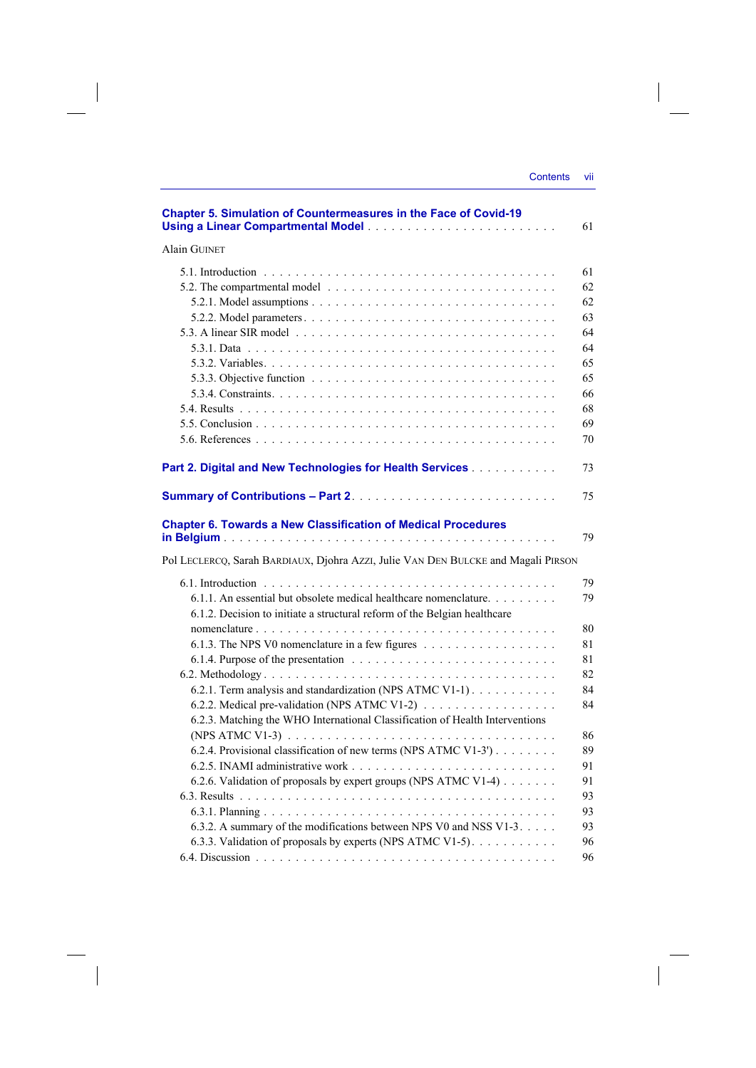**Chapter 5. Simulation of Countermeasures in the Face of Covid-19 Using a Linear Compartmental Model** . . . 61

Alain GUINET

- 5.1. Introduction . . . 61
- 5.2. The compartmental model . . . 62
  - 5.2.1. Model assumptions . . . 62
  - 5.2.2. Model parameters . . . 63
- 5.3. A linear SIR model . . . 64
  - 5.3.1. Data . . . 64
  - 5.3.2. Variables . . . 65
  - 5.3.3. Objective function . . . 65
  - 5.3.4. Constraints . . . 66
- 5.4. Results . . . 68
- 5.5. Conclusion . . . 69
- 5.6. References . . . 70

**Part 2. Digital and New Technologies for Health Services** . . . 73

**Summary of Contributions – Part 2** . . . 75

**Chapter 6. Towards a New Classification of Medical Procedures in Belgium** . . . 79

Pol LECLERCQ, Sarah BARDIAUX, Djohra AZZI, Julie VAN DEN BULCKE and Magali PIRSON

- 6.1. Introduction . . . 79
  - 6.1.1. An essential but obsolete medical healthcare nomenclature . . . 79
  - 6.1.2. Decision to initiate a structural reform of the Belgian healthcare nomenclature . . . 80
  - 6.1.3. The NPS V0 nomenclature in a few figures . . . 81
  - 6.1.4. Purpose of the presentation . . . 81
- 6.2. Methodology . . . 82
  - 6.2.1. Term analysis and standardization (NPS ATMC V1-1) . . . 84
  - 6.2.2. Medical pre-validation (NPS ATMC V1-2) . . . 84
  - 6.2.3. Matching the WHO International Classification of Health Interventions (NPS ATMC V1-3) . . . 86
  - 6.2.4. Provisional classification of new terms (NPS ATMC V1-3') . . . 89
  - 6.2.5. INAMI administrative work . . . 91
  - 6.2.6. Validation of proposals by expert groups (NPS ATMC V1-4) . . . 91
- 6.3. Results . . . 93
  - 6.3.1. Planning . . . 93
  - 6.3.2. A summary of the modifications between NPS V0 and NSS V1-3 . . . 93
  - 6.3.3. Validation of proposals by experts (NPS ATMC V1-5) . . . 96
- 6.4. Discussion . . . 96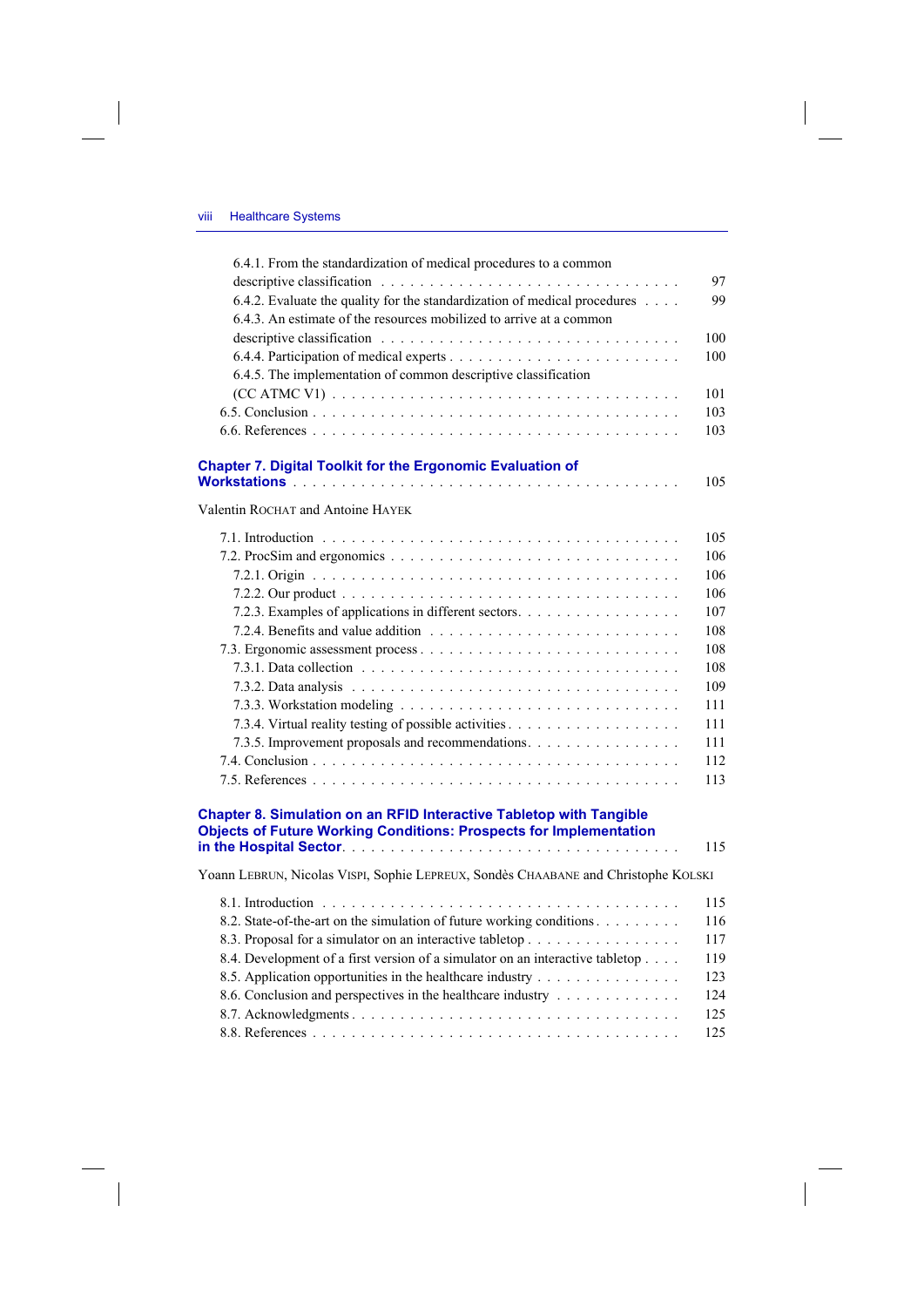6.4.1. From the standardization of medical procedures to a common descriptive classification . . . . . . . . . . 97
6.4.2. Evaluate the quality for the standardization of medical procedures . . . . 99
6.4.3. An estimate of the resources mobilized to arrive at a common descriptive classification . . . . . . . . . . 100
6.4.4. Participation of medical experts . . . . . . . . . . 100
6.4.5. The implementation of common descriptive classification (CC ATMC V1) . . . . . . . . . . 101
6.5. Conclusion . . . . . . . . . . 103
6.6. References . . . . . . . . . . 103

**Chapter 7. Digital Toolkit for the Ergonomic Evaluation of Workstations** . . . . . . . . . . 105

Valentin ROCHAT and Antoine HAYEK

7.1. Introduction . . . . . . . . . . 105
7.2. ProcSim and ergonomics . . . . . . . . . . 106
7.2.1. Origin . . . . . . . . . . 106
7.2.2. Our product . . . . . . . . . . 106
7.2.3. Examples of applications in different sectors. . . . . . . . . . . 107
7.2.4. Benefits and value addition . . . . . . . . . . 108
7.3. Ergonomic assessment process . . . . . . . . . . 108
7.3.1. Data collection . . . . . . . . . . 108
7.3.2. Data analysis . . . . . . . . . . 109
7.3.3. Workstation modeling . . . . . . . . . . 111
7.3.4. Virtual reality testing of possible activities . . . . . . . . . . 111
7.3.5. Improvement proposals and recommendations. . . . . . . . . . . 111
7.4. Conclusion . . . . . . . . . . 112
7.5. References . . . . . . . . . . 113

**Chapter 8. Simulation on an RFID Interactive Tabletop with Tangible Objects of Future Working Conditions: Prospects for Implementation in the Hospital Sector**. . . . . . . . . . . 115

Yoann LEBRUN, Nicolas VISPI, Sophie LEPREUX, Sondès CHAABANE and Christophe KOLSKI

8.1. Introduction . . . . . . . . . . 115
8.2. State-of-the-art on the simulation of future working conditions . . . . . . . . . . 116
8.3. Proposal for a simulator on an interactive tabletop . . . . . . . . . . 117
8.4. Development of a first version of a simulator on an interactive tabletop . . . . 119
8.5. Application opportunities in the healthcare industry . . . . . . . . . . 123
8.6. Conclusion and perspectives in the healthcare industry . . . . . . . . . . 124
8.7. Acknowledgments . . . . . . . . . . 125
8.8. References . . . . . . . . . . 125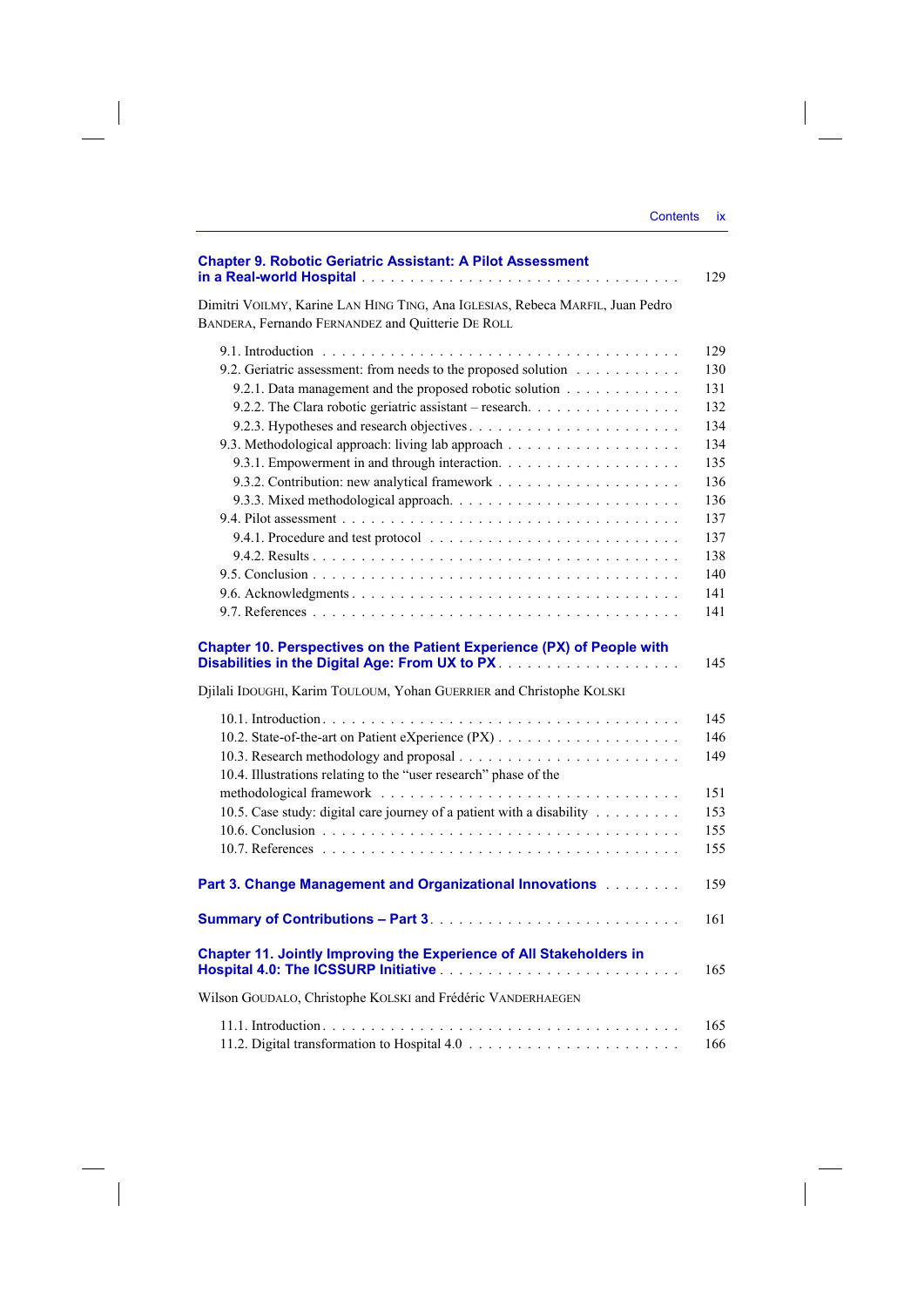**Chapter 9. Robotic Geriatric Assistant: A Pilot Assessment in a Real-world Hospital** . . . 129

Dimitri VOILMY, Karine LAN HING TING, Ana IGLESIAS, Rebeca MARFIL, Juan Pedro BANDERA, Fernando FERNANDEZ and Quitterie DE ROLL

- 9.1. Introduction . . . 129
- 9.2. Geriatric assessment: from needs to the proposed solution . . . 130
  - 9.2.1. Data management and the proposed robotic solution . . . 131
  - 9.2.2. The Clara robotic geriatric assistant – research. . . . 132
  - 9.2.3. Hypotheses and research objectives . . . 134
- 9.3. Methodological approach: living lab approach . . . 134
  - 9.3.1. Empowerment in and through interaction. . . . 135
  - 9.3.2. Contribution: new analytical framework . . . 136
  - 9.3.3. Mixed methodological approach. . . . 136
- 9.4. Pilot assessment . . . 137
  - 9.4.1. Procedure and test protocol . . . 137
  - 9.4.2. Results . . . 138
- 9.5. Conclusion . . . 140
- 9.6. Acknowledgments . . . 141
- 9.7. References . . . 141

**Chapter 10. Perspectives on the Patient Experience (PX) of People with Disabilities in the Digital Age: From UX to PX** . . . 145

Djilali IDOUGHI, Karim TOULOUM, Yohan GUERRIER and Christophe KOLSKI

- 10.1. Introduction . . . 145
- 10.2. State-of-the-art on Patient eXperience (PX) . . . 146
- 10.3. Research methodology and proposal . . . 149
- 10.4. Illustrations relating to the “user research” phase of the methodological framework . . . 151
- 10.5. Case study: digital care journey of a patient with a disability . . . 153
- 10.6. Conclusion . . . 155
- 10.7. References . . . 155

**Part 3. Change Management and Organizational Innovations** . . . 159

**Summary of Contributions – Part 3** . . . 161

**Chapter 11. Jointly Improving the Experience of All Stakeholders in Hospital 4.0: The ICSSURP Initiative** . . . 165

Wilson GOUDALO, Christophe KOLSKI and Frédéric VANDERHAEGEN

- 11.1. Introduction . . . 165
- 11.2. Digital transformation to Hospital 4.0 . . . 166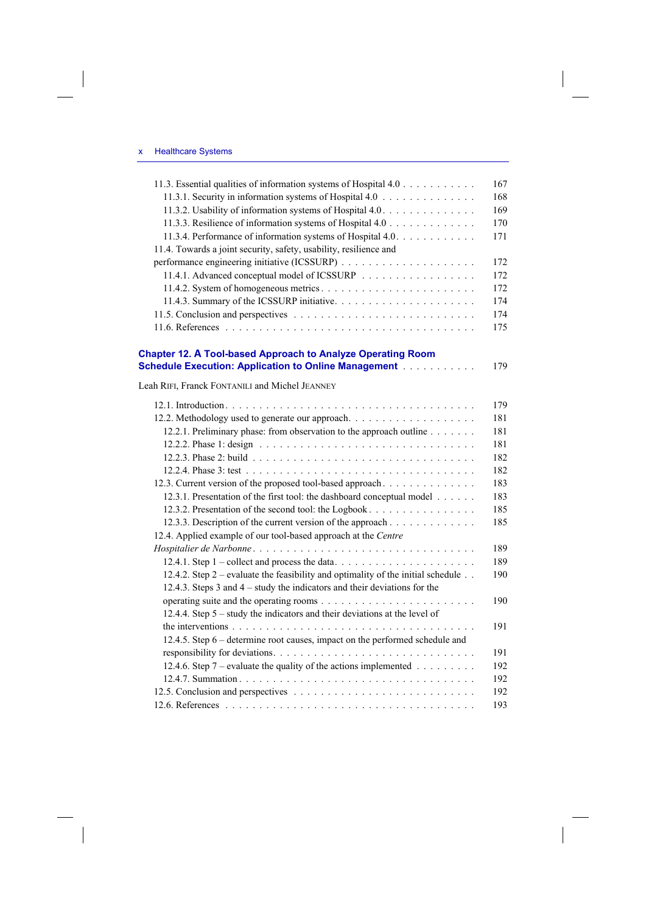11.3. Essential qualities of information systems of Hospital 4.0 . . . . . . . . . . . 167
- 11.3.1. Security in information systems of Hospital 4.0 . . . . . . . . . . . . . . 168
- 11.3.2. Usability of information systems of Hospital 4.0 . . . . . . . . . . . . . . 169
- 11.3.3. Resilience of information systems of Hospital 4.0 . . . . . . . . . . . . . 170
- 11.3.4. Performance of information systems of Hospital 4.0 . . . . . . . . . . . 171

11.4. Towards a joint security, safety, usability, resilience and performance engineering initiative (ICSSURP) . . . . . . . . . . . . . . . . . . . . 172
- 11.4.1. Advanced conceptual model of ICSSURP . . . . . . . . . . . . . . . . . 172
- 11.4.2. System of homogeneous metrics . . . . . . . . . . . . . . . . . . . . . . . 172
- 11.4.3. Summary of the ICSSURP initiative. . . . . . . . . . . . . . . . . . . . . 174

11.5. Conclusion and perspectives . . . . . . . . . . . . . . . . . . . . . . . . . 174

11.6. References . . . . . . . . . . . . . . . . . . . . . . . . . . . . . . . . . . . 175

## Chapter 12. A Tool-based Approach to Analyze Operating Room Schedule Execution: Application to Online Management . . . . . . . . . . . 179

Leah RIFI, Franck FONTANILI and Michel JEANNEY

12.1. Introduction . . . . . . . . . . . . . . . . . . . . . . . . . . . . . . . . . . . 179

12.2. Methodology used to generate our approach. . . . . . . . . . . . . . . . . . . 181
- 12.2.1. Preliminary phase: from observation to the approach outline . . . . . . . 181
- 12.2.2. Phase 1: design . . . . . . . . . . . . . . . . . . . . . . . . . . . . . . . 181
- 12.2.3. Phase 2: build . . . . . . . . . . . . . . . . . . . . . . . . . . . . . . . . 182
- 12.2.4. Phase 3: test . . . . . . . . . . . . . . . . . . . . . . . . . . . . . . . . . 182

12.3. Current version of the proposed tool-based approach . . . . . . . . . . . . . 183
- 12.3.1. Presentation of the first tool: the dashboard conceptual model . . . . . . 183
- 12.3.2. Presentation of the second tool: the Logbook . . . . . . . . . . . . . . . . 185
- 12.3.3. Description of the current version of the approach . . . . . . . . . . . . 185

12.4. Applied example of our tool-based approach at the *Centre Hospitalier de Narbonne* . . . . . . . . . . . . . . . . . . . . . . . . . . . . . . . . . 189
- 12.4.1. Step 1 – collect and process the data. . . . . . . . . . . . . . . . . . . . . 189
- 12.4.2. Step 2 – evaluate the feasibility and optimality of the initial schedule . . 190
- 12.4.3. Steps 3 and 4 – study the indicators and their deviations for the operating suite and the operating rooms . . . . . . . . . . . . . . . . . . . . . . 190
- 12.4.4. Step 5 – study the indicators and their deviations at the level of the interventions . . . . . . . . . . . . . . . . . . . . . . . . . . . . . . . . . . 191
- 12.4.5. Step 6 – determine root causes, impact on the performed schedule and responsibility for deviations. . . . . . . . . . . . . . . . . . . . . . . . . . . 191
- 12.4.6. Step 7 – evaluate the quality of the actions implemented . . . . . . . . . 192
- 12.4.7. Summation . . . . . . . . . . . . . . . . . . . . . . . . . . . . . . . . . . 192

12.5. Conclusion and perspectives . . . . . . . . . . . . . . . . . . . . . . . . . 192

12.6. References . . . . . . . . . . . . . . . . . . . . . . . . . . . . . . . . . . . 193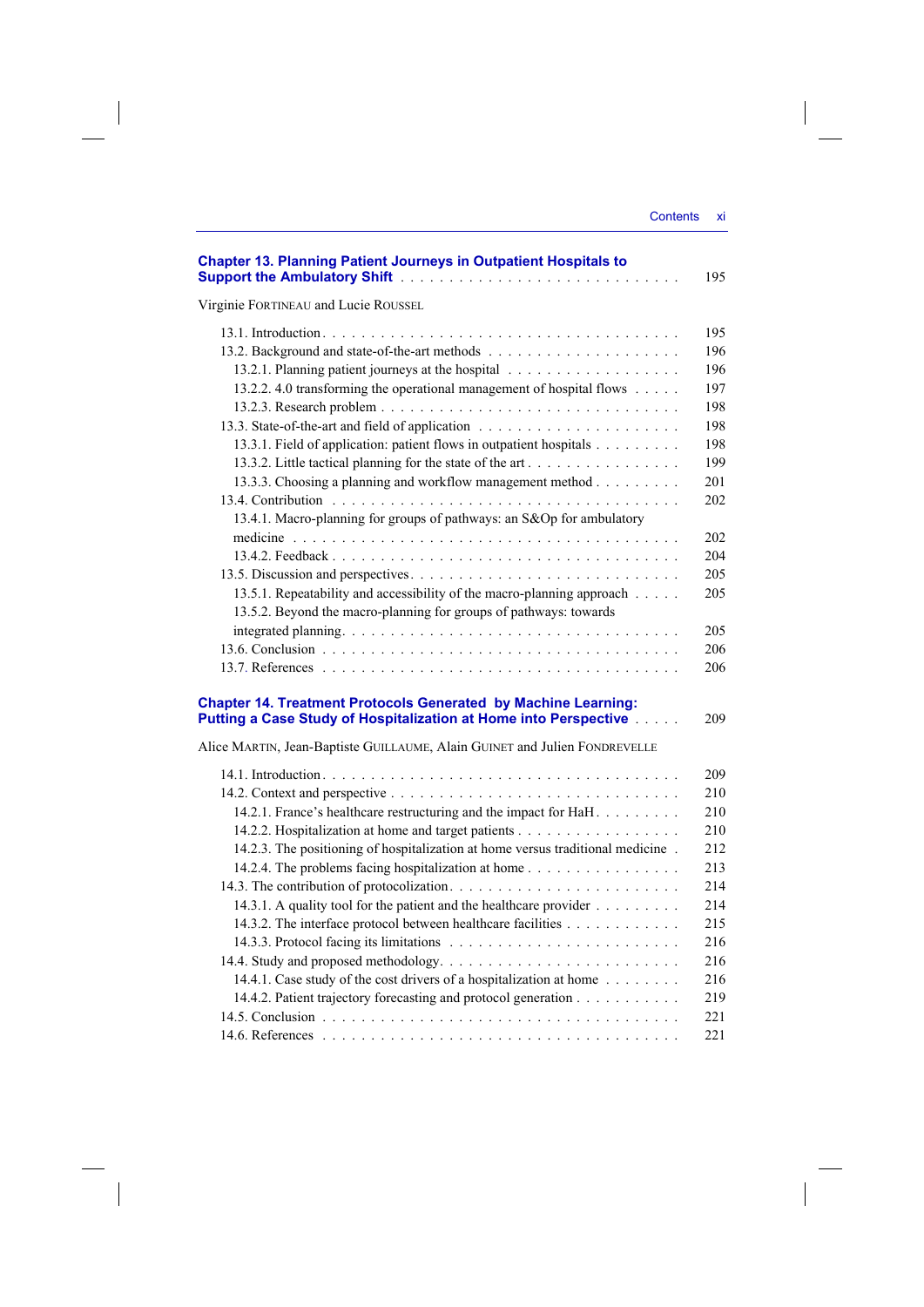**Chapter 13. Planning Patient Journeys in Outpatient Hospitals to Support the Ambulatory Shift** . . . . . . . . . . . . . . . . . . . . . . . . . . . 195

Virginie FORTINEAU and Lucie ROUSSEL

13.1. Introduction . . . . . . . . . . . . . . . . . . . . . . . . . . . . . . . . . . . 195
13.2. Background and state-of-the-art methods . . . . . . . . . . . . . . . . . . . 196
13.2.1. Planning patient journeys at the hospital . . . . . . . . . . . . . . . . . 196
13.2.2. 4.0 transforming the operational management of hospital flows . . . . . 197
13.2.3. Research problem . . . . . . . . . . . . . . . . . . . . . . . . . . . . . 198
13.3. State-of-the-art and field of application . . . . . . . . . . . . . . . . . . . . 198
13.3.1. Field of application: patient flows in outpatient hospitals . . . . . . . . . 198
13.3.2. Little tactical planning for the state of the art . . . . . . . . . . . . . . . 199
13.3.3. Choosing a planning and workflow management method . . . . . . . . . 201
13.4. Contribution . . . . . . . . . . . . . . . . . . . . . . . . . . . . . . . . . . 202
13.4.1. Macro-planning for groups of pathways: an S&Op for ambulatory medicine . . . . . . . . . . . . . . . . . . . . . . . . . . . . . . . . . . . 202
13.4.2. Feedback . . . . . . . . . . . . . . . . . . . . . . . . . . . . . . . . . . 204
13.5. Discussion and perspectives . . . . . . . . . . . . . . . . . . . . . . . . . . 205
13.5.1. Repeatability and accessibility of the macro-planning approach . . . . . 205
13.5.2. Beyond the macro-planning for groups of pathways: towards integrated planning . . . . . . . . . . . . . . . . . . . . . . . . . . . . . . . . 205
13.6. Conclusion . . . . . . . . . . . . . . . . . . . . . . . . . . . . . . . . . . . 206
13.7. References . . . . . . . . . . . . . . . . . . . . . . . . . . . . . . . . . . . 206

**Chapter 14. Treatment Protocols Generated by Machine Learning: Putting a Case Study of Hospitalization at Home into Perspective** . . . . . 209

Alice MARTIN, Jean-Baptiste GUILLAUME, Alain GUINET and Julien FONDREVELLE

14.1. Introduction . . . . . . . . . . . . . . . . . . . . . . . . . . . . . . . . . . . 209
14.2. Context and perspective . . . . . . . . . . . . . . . . . . . . . . . . . . . . 210
14.2.1. France's healthcare restructuring and the impact for HaH . . . . . . . . . 210
14.2.2. Hospitalization at home and target patients . . . . . . . . . . . . . . . . 210
14.2.3. The positioning of hospitalization at home versus traditional medicine . 212
14.2.4. The problems facing hospitalization at home . . . . . . . . . . . . . . . 213
14.3. The contribution of protocolization . . . . . . . . . . . . . . . . . . . . . . 214
14.3.1. A quality tool for the patient and the healthcare provider . . . . . . . . . 214
14.3.2. The interface protocol between healthcare facilities . . . . . . . . . . . . 215
14.3.3. Protocol facing its limitations . . . . . . . . . . . . . . . . . . . . . . . 216
14.4. Study and proposed methodology . . . . . . . . . . . . . . . . . . . . . . . 216
14.4.1. Case study of the cost drivers of a hospitalization at home . . . . . . . . 216
14.4.2. Patient trajectory forecasting and protocol generation . . . . . . . . . . . 219
14.5. Conclusion . . . . . . . . . . . . . . . . . . . . . . . . . . . . . . . . . . . 221
14.6. References . . . . . . . . . . . . . . . . . . . . . . . . . . . . . . . . . . . 221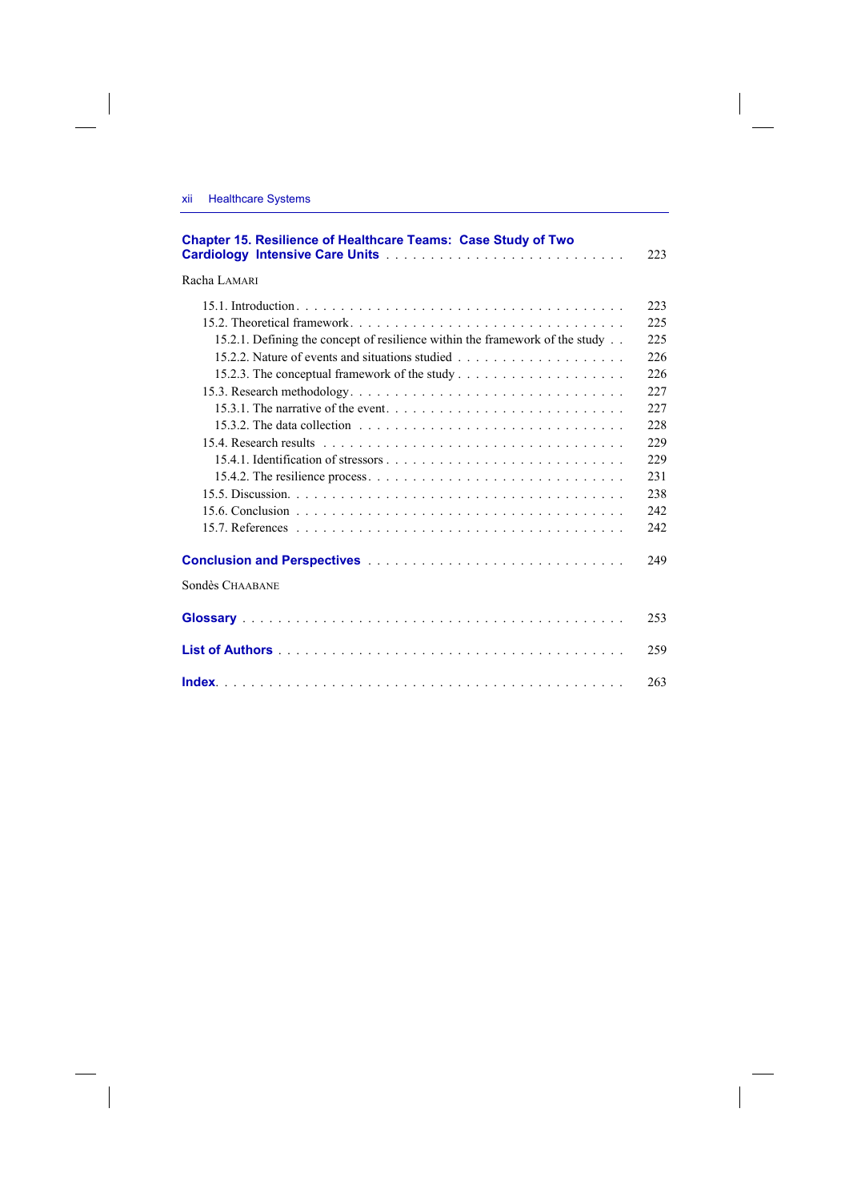**Chapter 15. Resilience of Healthcare Teams: Case Study of Two Cardiology Intensive Care Units** . . . 223

Racha LAMARI

15.1. Introduction . . . 223
15.2. Theoretical framework . . . 225
15.2.1. Defining the concept of resilience within the framework of the study . . . 225
15.2.2. Nature of events and situations studied . . . 226
15.2.3. The conceptual framework of the study . . . 226
15.3. Research methodology . . . 227
15.3.1. The narrative of the event . . . 227
15.3.2. The data collection . . . 228
15.4. Research results . . . 229
15.4.1. Identification of stressors . . . 229
15.4.2. The resilience process . . . 231
15.5. Discussion . . . 238
15.6. Conclusion . . . 242
15.7. References . . . 242

**Conclusion and Perspectives** . . . 249

Sondès CHAABANE

**Glossary** . . . 253

**List of Authors** . . . 259

**Index** . . . 263